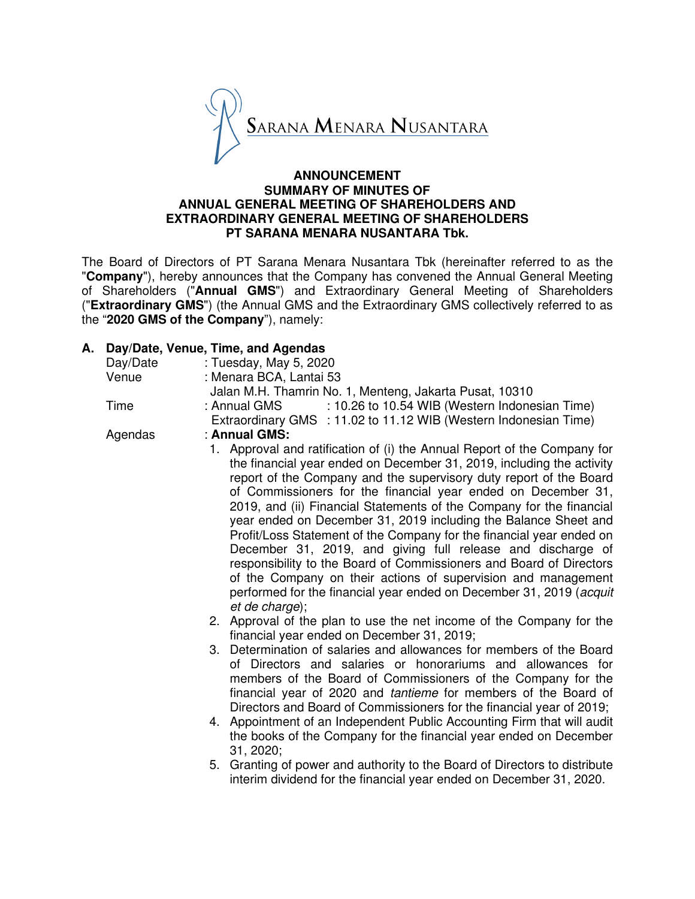SARANA MENARA NUSANTARA

**ANNOUNCEMENT**
**SUMMARY OF MINUTES OF**
**ANNUAL GENERAL MEETING OF SHAREHOLDERS AND**
**EXTRAORDINARY GENERAL MEETING OF SHAREHOLDERS**
**PT SARANA MENARA NUSANTARA Tbk.**

The Board of Directors of PT Sarana Menara Nusantara Tbk (hereinafter referred to as the "**Company**"), hereby announces that the Company has convened the Annual General Meeting of Shareholders ("**Annual GMS**") and Extraordinary General Meeting of Shareholders ("**Extraordinary GMS**") (the Annual GMS and the Extraordinary GMS collectively referred to as the "**2020 GMS of the Company**"), namely:

**A. Day/Date, Venue, Time, and Agendas**

Day/Date : Tuesday, May 5, 2020

Venue : Menara BCA, Lantai 53
Jalan M.H. Thamrin No. 1, Menteng, Jakarta Pusat, 10310

Time : Annual GMS : 10.26 to 10.54 WIB (Western Indonesian Time)
Extraordinary GMS : 11.02 to 11.12 WIB (Western Indonesian Time)

Agendas : **Annual GMS:**

1. Approval and ratification of (i) the Annual Report of the Company for the financial year ended on December 31, 2019, including the activity report of the Company and the supervisory duty report of the Board of Commissioners for the financial year ended on December 31, 2019, and (ii) Financial Statements of the Company for the financial year ended on December 31, 2019 including the Balance Sheet and Profit/Loss Statement of the Company for the financial year ended on December 31, 2019, and giving full release and discharge of responsibility to the Board of Commissioners and Board of Directors of the Company on their actions of supervision and management performed for the financial year ended on December 31, 2019 (*acquit et de charge*);
2. Approval of the plan to use the net income of the Company for the financial year ended on December 31, 2019;
3. Determination of salaries and allowances for members of the Board of Directors and salaries or honorariums and allowances for members of the Board of Commissioners of the Company for the financial year of 2020 and *tantieme* for members of the Board of Directors and Board of Commissioners for the financial year of 2019;
4. Appointment of an Independent Public Accounting Firm that will audit the books of the Company for the financial year ended on December 31, 2020;
5. Granting of power and authority to the Board of Directors to distribute interim dividend for the financial year ended on December 31, 2020.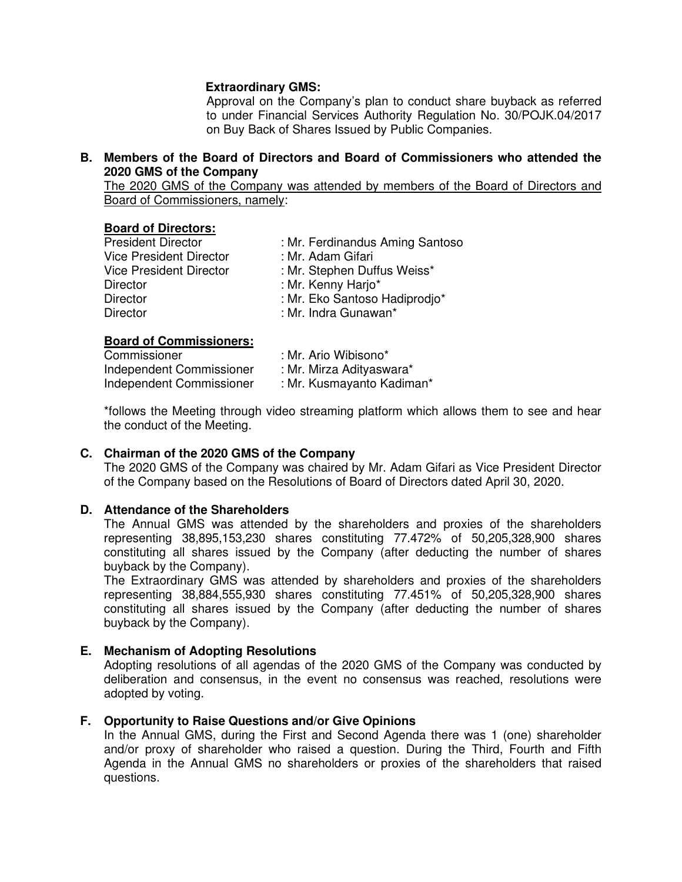**Extraordinary GMS:**

Approval on the Company's plan to conduct share buyback as referred to under Financial Services Authority Regulation No. 30/POJK.04/2017 on Buy Back of Shares Issued by Public Companies.

**B. Members of the Board of Directors and Board of Commissioners who attended the 2020 GMS of the Company**

The 2020 GMS of the Company was attended by members of the Board of Directors and Board of Commissioners, namely:

**Board of Directors:**

| | |
|---|---|
| President Director | : Mr. Ferdinandus Aming Santoso |
| Vice President Director | : Mr. Adam Gifari |
| Vice President Director | : Mr. Stephen Duffus Weiss* |
| Director | : Mr. Kenny Harjo* |
| Director | : Mr. Eko Santoso Hadiprodjo* |
| Director | : Mr. Indra Gunawan* |

**Board of Commissioners:**

| | |
|---|---|
| Commissioner | : Mr. Ario Wibisono* |
| Independent Commissioner | : Mr. Mirza Adityaswara* |
| Independent Commissioner | : Mr. Kusmayanto Kadiman* |

*follows the Meeting through video streaming platform which allows them to see and hear the conduct of the Meeting.

**C. Chairman of the 2020 GMS of the Company**

The 2020 GMS of the Company was chaired by Mr. Adam Gifari as Vice President Director of the Company based on the Resolutions of Board of Directors dated April 30, 2020.

**D. Attendance of the Shareholders**

The Annual GMS was attended by the shareholders and proxies of the shareholders representing 38,895,153,230 shares constituting 77.472% of 50,205,328,900 shares constituting all shares issued by the Company (after deducting the number of shares buyback by the Company).

The Extraordinary GMS was attended by shareholders and proxies of the shareholders representing 38,884,555,930 shares constituting 77.451% of 50,205,328,900 shares constituting all shares issued by the Company (after deducting the number of shares buyback by the Company).

**E. Mechanism of Adopting Resolutions**

Adopting resolutions of all agendas of the 2020 GMS of the Company was conducted by deliberation and consensus, in the event no consensus was reached, resolutions were adopted by voting.

**F. Opportunity to Raise Questions and/or Give Opinions**

In the Annual GMS, during the First and Second Agenda there was 1 (one) shareholder and/or proxy of shareholder who raised a question. During the Third, Fourth and Fifth Agenda in the Annual GMS no shareholders or proxies of the shareholders that raised questions.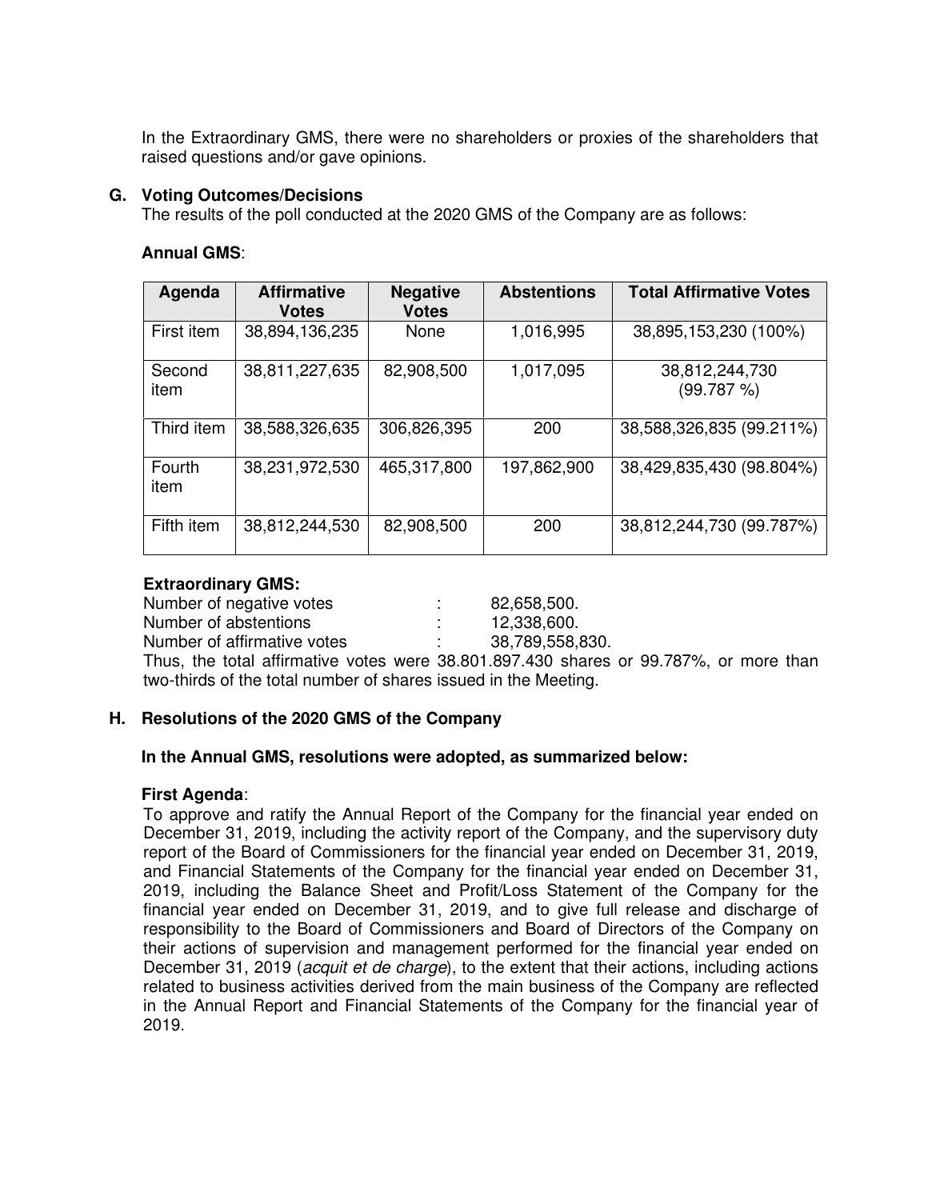In the Extraordinary GMS, there were no shareholders or proxies of the shareholders that raised questions and/or gave opinions.

## G. Voting Outcomes/Decisions

The results of the poll conducted at the 2020 GMS of the Company are as follows:

**Annual GMS**:

| Agenda | Affirmative Votes | Negative Votes | Abstentions | Total Affirmative Votes |
|---|---|---|---|---|
| First item | 38,894,136,235 | None | 1,016,995 | 38,895,153,230 (100%) |
| Second item | 38,811,227,635 | 82,908,500 | 1,017,095 | 38,812,244,730 (99.787 %) |
| Third item | 38,588,326,635 | 306,826,395 | 200 | 38,588,326,835 (99.211%) |
| Fourth item | 38,231,972,530 | 465,317,800 | 197,862,900 | 38,429,835,430 (98.804%) |
| Fifth item | 38,812,244,530 | 82,908,500 | 200 | 38,812,244,730 (99.787%) |

**Extraordinary GMS:**

Number of negative votes : 82,658,500.
Number of abstentions : 12,338,600.
Number of affirmative votes : 38,789,558,830.

Thus, the total affirmative votes were 38.801.897.430 shares or 99.787%, or more than two-thirds of the total number of shares issued in the Meeting.

## H. Resolutions of the 2020 GMS of the Company

**In the Annual GMS, resolutions were adopted, as summarized below:**

**First Agenda**:

To approve and ratify the Annual Report of the Company for the financial year ended on December 31, 2019, including the activity report of the Company, and the supervisory duty report of the Board of Commissioners for the financial year ended on December 31, 2019, and Financial Statements of the Company for the financial year ended on December 31, 2019, including the Balance Sheet and Profit/Loss Statement of the Company for the financial year ended on December 31, 2019, and to give full release and discharge of responsibility to the Board of Commissioners and Board of Directors of the Company on their actions of supervision and management performed for the financial year ended on December 31, 2019 (*acquit et de charge*), to the extent that their actions, including actions related to business activities derived from the main business of the Company are reflected in the Annual Report and Financial Statements of the Company for the financial year of 2019.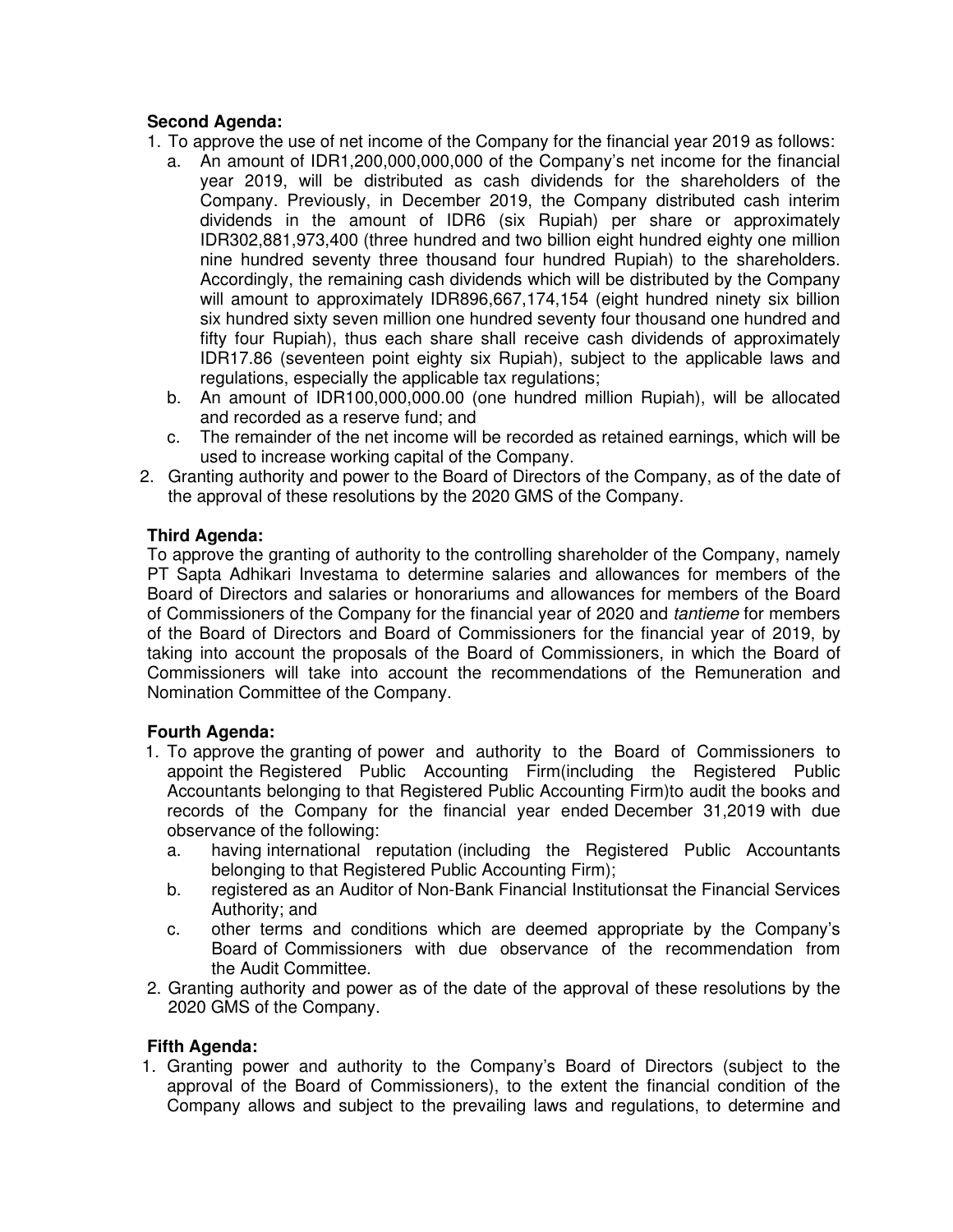**Second Agenda:**

1. To approve the use of net income of the Company for the financial year 2019 as follows:
   a. An amount of IDR1,200,000,000,000 of the Company's net income for the financial year 2019, will be distributed as cash dividends for the shareholders of the Company. Previously, in December 2019, the Company distributed cash interim dividends in the amount of IDR6 (six Rupiah) per share or approximately IDR302,881,973,400 (three hundred and two billion eight hundred eighty one million nine hundred seventy three thousand four hundred Rupiah) to the shareholders. Accordingly, the remaining cash dividends which will be distributed by the Company will amount to approximately IDR896,667,174,154 (eight hundred ninety six billion six hundred sixty seven million one hundred seventy four thousand one hundred and fifty four Rupiah), thus each share shall receive cash dividends of approximately IDR17.86 (seventeen point eighty six Rupiah), subject to the applicable laws and regulations, especially the applicable tax regulations;
   b. An amount of IDR100,000,000.00 (one hundred million Rupiah), will be allocated and recorded as a reserve fund; and
   c. The remainder of the net income will be recorded as retained earnings, which will be used to increase working capital of the Company.
2. Granting authority and power to the Board of Directors of the Company, as of the date of the approval of these resolutions by the 2020 GMS of the Company.

**Third Agenda:**

To approve the granting of authority to the controlling shareholder of the Company, namely PT Sapta Adhikari Investama to determine salaries and allowances for members of the Board of Directors and salaries or honorariums and allowances for members of the Board of Commissioners of the Company for the financial year of 2020 and *tantieme* for members of the Board of Directors and Board of Commissioners for the financial year of 2019, by taking into account the proposals of the Board of Commissioners, in which the Board of Commissioners will take into account the recommendations of the Remuneration and Nomination Committee of the Company.

**Fourth Agenda:**

1. To approve the granting of power and authority to the Board of Commissioners to appoint the Registered Public Accounting Firm(including the Registered Public Accountants belonging to that Registered Public Accounting Firm)to audit the books and records of the Company for the financial year ended December 31,2019 with due observance of the following:
   a. having international reputation (including the Registered Public Accountants belonging to that Registered Public Accounting Firm);
   b. registered as an Auditor of Non-Bank Financial Institutionsat the Financial Services Authority; and
   c. other terms and conditions which are deemed appropriate by the Company's Board of Commissioners with due observance of the recommendation from the Audit Committee.
2. Granting authority and power as of the date of the approval of these resolutions by the 2020 GMS of the Company.

**Fifth Agenda:**

1. Granting power and authority to the Company's Board of Directors (subject to the approval of the Board of Commissioners), to the extent the financial condition of the Company allows and subject to the prevailing laws and regulations, to determine and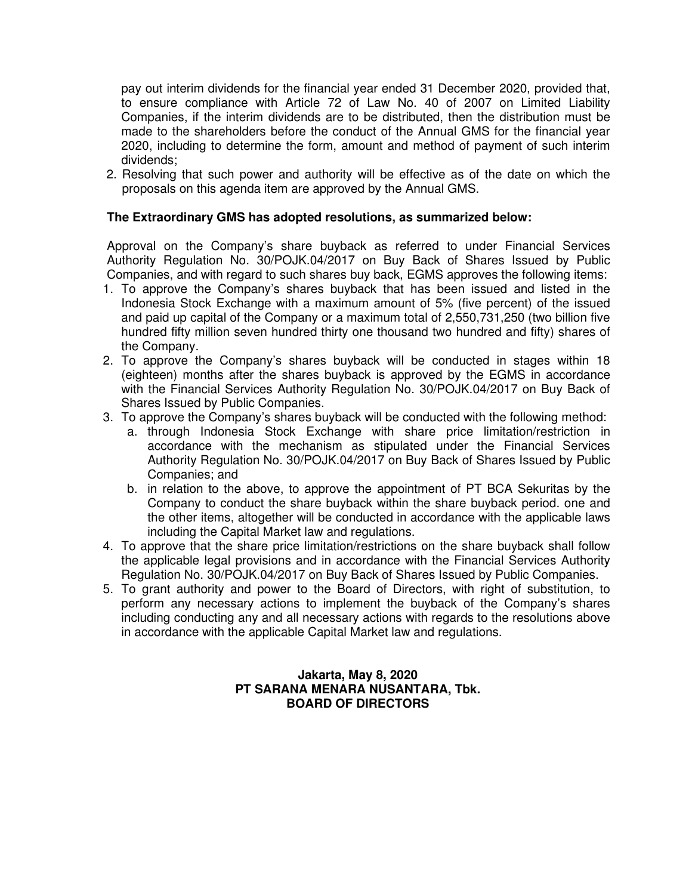pay out interim dividends for the financial year ended 31 December 2020, provided that, to ensure compliance with Article 72 of Law No. 40 of 2007 on Limited Liability Companies, if the interim dividends are to be distributed, then the distribution must be made to the shareholders before the conduct of the Annual GMS for the financial year 2020, including to determine the form, amount and method of payment of such interim dividends;

2. Resolving that such power and authority will be effective as of the date on which the proposals on this agenda item are approved by the Annual GMS.

**The Extraordinary GMS has adopted resolutions, as summarized below:**

Approval on the Company's share buyback as referred to under Financial Services Authority Regulation No. 30/POJK.04/2017 on Buy Back of Shares Issued by Public Companies, and with regard to such shares buy back, EGMS approves the following items:

1. To approve the Company's shares buyback that has been issued and listed in the Indonesia Stock Exchange with a maximum amount of 5% (five percent) of the issued and paid up capital of the Company or a maximum total of 2,550,731,250 (two billion five hundred fifty million seven hundred thirty one thousand two hundred and fifty) shares of the Company.
2. To approve the Company's shares buyback will be conducted in stages within 18 (eighteen) months after the shares buyback is approved by the EGMS in accordance with the Financial Services Authority Regulation No. 30/POJK.04/2017 on Buy Back of Shares Issued by Public Companies.
3. To approve the Company's shares buyback will be conducted with the following method:
   a. through Indonesia Stock Exchange with share price limitation/restriction in accordance with the mechanism as stipulated under the Financial Services Authority Regulation No. 30/POJK.04/2017 on Buy Back of Shares Issued by Public Companies; and
   b. in relation to the above, to approve the appointment of PT BCA Sekuritas by the Company to conduct the share buyback within the share buyback period. one and the other items, altogether will be conducted in accordance with the applicable laws including the Capital Market law and regulations.
4. To approve that the share price limitation/restrictions on the share buyback shall follow the applicable legal provisions and in accordance with the Financial Services Authority Regulation No. 30/POJK.04/2017 on Buy Back of Shares Issued by Public Companies.
5. To grant authority and power to the Board of Directors, with right of substitution, to perform any necessary actions to implement the buyback of the Company's shares including conducting any and all necessary actions with regards to the resolutions above in accordance with the applicable Capital Market law and regulations.

**Jakarta, May 8, 2020**
**PT SARANA MENARA NUSANTARA, Tbk.**
**BOARD OF DIRECTORS**